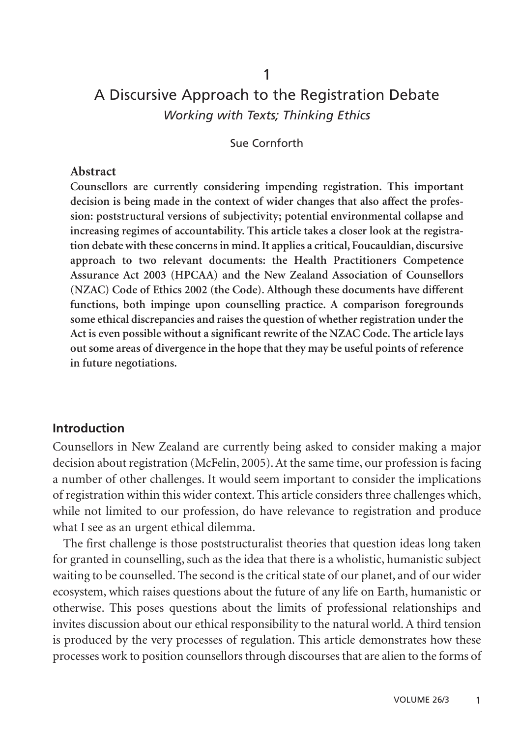# 1

# A Discursive Approach to the Registration Debate

*Working with Texts; Thinking Ethics*

Sue Cornforth

## Abstract

**Counsellors are currently considering impending registration. This important decision is being made in the context of wider changes that also affect the profession: poststructural versions of subjectivity; potential environmental collapse and increasing regimes of accountability. This article takes a closer look at the registration debate with these concerns in mind. It applies a critical, Foucauldian, discursive approach to two relevant documents: the Health Practitioners Competence Assurance Act 2003 (HPCAA) and the New Zealand Association of Counsellors (NZAC) Code of Ethics 2002 (the Code). Although these documents have different functions, both impinge upon counselling practice. A comparison foregrounds some ethical discrepancies and raises the question of whether registration under the Act is even possible without a significant rewrite of the NZAC Code. The article lays out some areas of divergence in the hope that they may be useful points of reference in future negotiations.**

## Introduction

Counsellors in New Zealand are currently being asked to consider making a major decision about registration (McFelin, 2005). At the same time, our profession is facing a number of other challenges. It would seem important to consider the implications of registration within this wider context. This article considers three challenges which, while not limited to our profession, do have relevance to registration and produce what I see as an urgent ethical dilemma.

The first challenge is those poststructuralist theories that question ideas long taken for granted in counselling, such as the idea that there is a wholistic, humanistic subject waiting to be counselled. The second is the critical state of our planet, and of our wider ecosystem, which raises questions about the future of any life on Earth, humanistic or otherwise. This poses questions about the limits of professional relationships and invites discussion about our ethical responsibility to the natural world. A third tension is produced by the very processes of regulation. This article demonstrates how these processes work to position counsellors through discourses that are alien to the forms of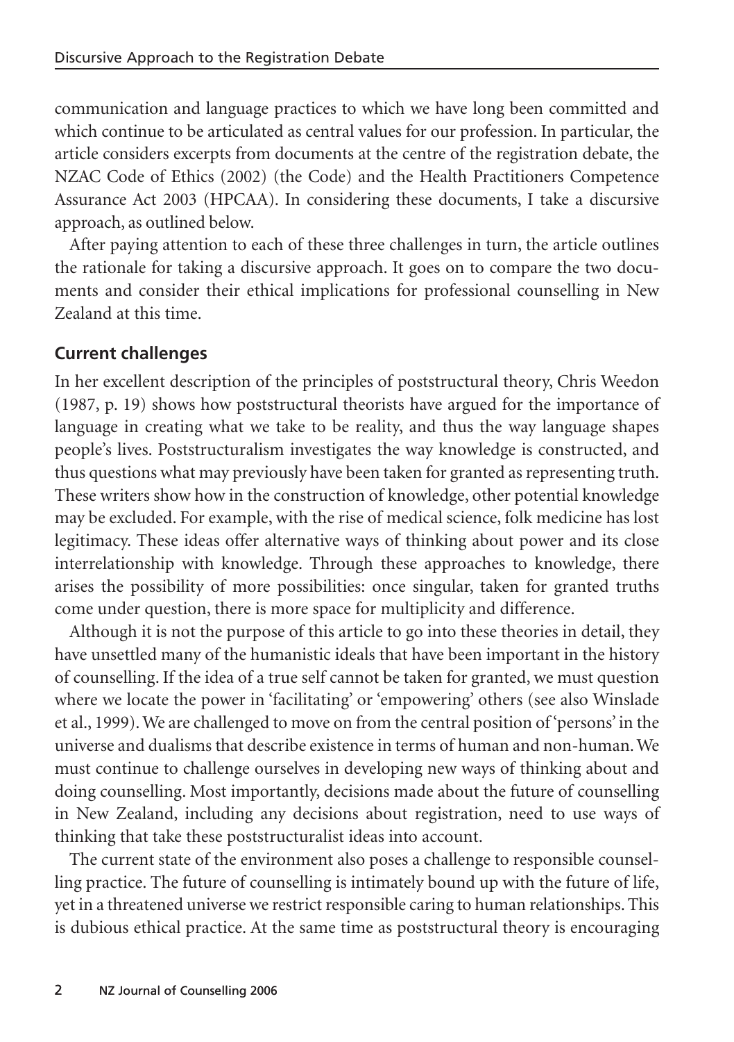communication and language practices to which we have long been committed and which continue to be articulated as central values for our profession. In particular, the article considers excerpts from documents at the centre of the registration debate, the NZAC Code of Ethics (2002) (the Code) and the Health Practitioners Competence Assurance Act 2003 (HPCAA). In considering these documents, I take a discursive approach, as outlined below.

After paying attention to each of these three challenges in turn, the article outlines the rationale for taking a discursive approach. It goes on to compare the two documents and consider their ethical implications for professional counselling in New Zealand at this time.

## Current challenges

In her excellent description of the principles of poststructural theory, Chris Weedon (1987, p. 19) shows how poststructural theorists have argued for the importance of language in creating what we take to be reality, and thus the way language shapes people's lives. Poststructuralism investigates the way knowledge is constructed, and thus questions what may previously have been taken for granted as representing truth. These writers show how in the construction of knowledge, other potential knowledge may be excluded. For example, with the rise of medical science, folk medicine has lost legitimacy. These ideas offer alternative ways of thinking about power and its close interrelationship with knowledge. Through these approaches to knowledge, there arises the possibility of more possibilities: once singular, taken for granted truths come under question, there is more space for multiplicity and difference.

Although it is not the purpose of this article to go into these theories in detail, they have unsettled many of the humanistic ideals that have been important in the history of counselling. If the idea of a true self cannot be taken for granted, we must question where we locate the power in 'facilitating' or 'empowering' others (see also Winslade et al., 1999). We are challenged to move on from the central position of 'persons' in the universe and dualisms that describe existence in terms of human and non-human. We must continue to challenge ourselves in developing new ways of thinking about and doing counselling. Most importantly, decisions made about the future of counselling in New Zealand, including any decisions about registration, need to use ways of thinking that take these poststructuralist ideas into account.

The current state of the environment also poses a challenge to responsible counselling practice. The future of counselling is intimately bound up with the future of life, yet in a threatened universe we restrict responsible caring to human relationships. This is dubious ethical practice. At the same time as poststructural theory is encouraging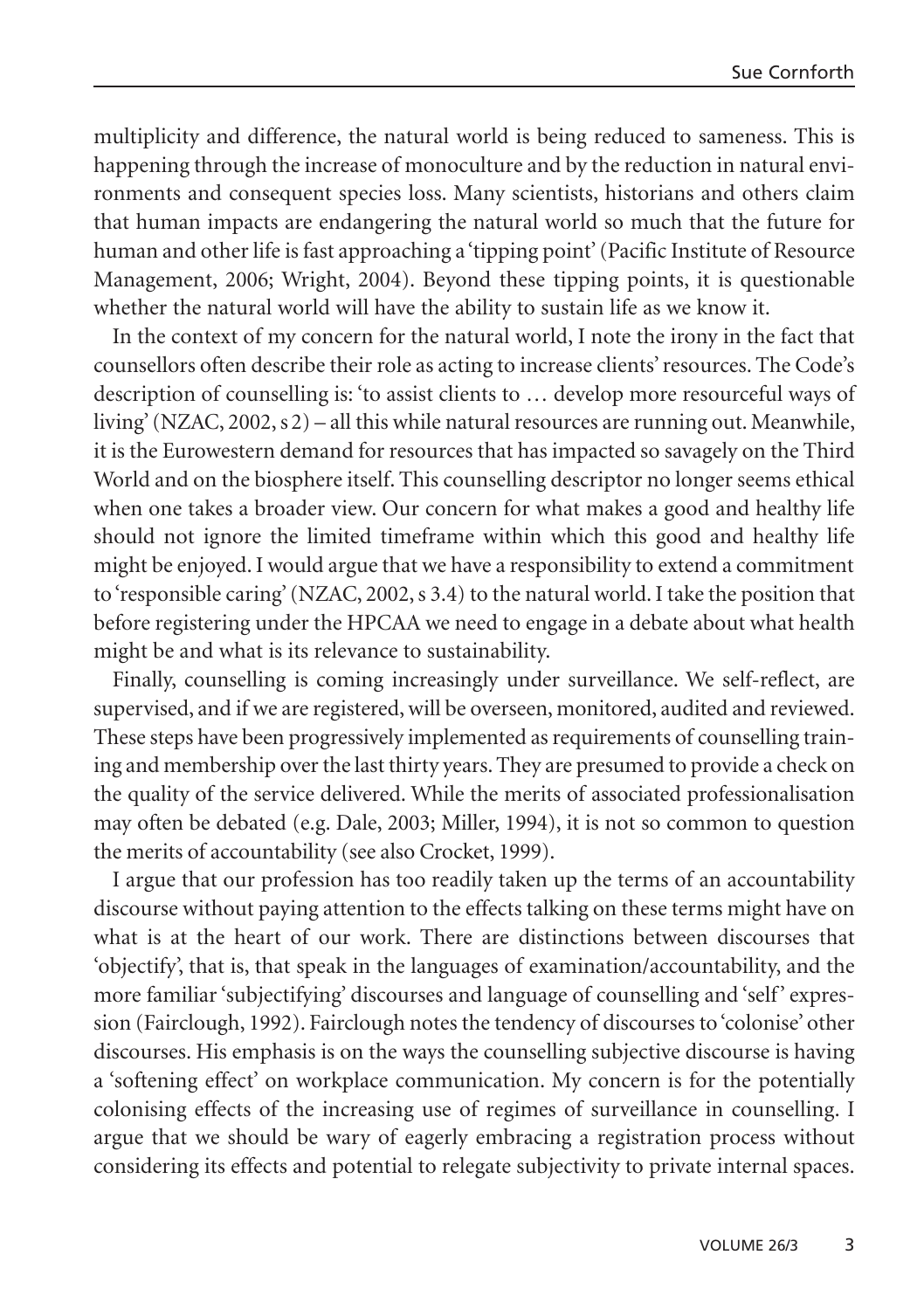multiplicity and difference, the natural world is being reduced to sameness. This is happening through the increase of monoculture and by the reduction in natural environments and consequent species loss. Many scientists, historians and others claim that human impacts are endangering the natural world so much that the future for human and other life is fast approaching a 'tipping point' (Pacific Institute of Resource Management, 2006; Wright, 2004). Beyond these tipping points, it is questionable whether the natural world will have the ability to sustain life as we know it.

In the context of my concern for the natural world, I note the irony in the fact that counsellors often describe their role as acting to increase clients' resources. The Code's description of counselling is: 'to assist clients to … develop more resourceful ways of living' (NZAC, 2002, s 2) – all this while natural resources are running out. Meanwhile, it is the Eurowestern demand for resources that has impacted so savagely on the Third World and on the biosphere itself. This counselling descriptor no longer seems ethical when one takes a broader view. Our concern for what makes a good and healthy life should not ignore the limited timeframe within which this good and healthy life might be enjoyed. I would argue that we have a responsibility to extend a commitment to 'responsible caring' (NZAC, 2002, s 3.4) to the natural world. I take the position that before registering under the HPCAA we need to engage in a debate about what health might be and what is its relevance to sustainability.

Finally, counselling is coming increasingly under surveillance. We self-reflect, are supervised, and if we are registered, will be overseen, monitored, audited and reviewed. These steps have been progressively implemented as requirements of counselling training and membership over the last thirty years. They are presumed to provide a check on the quality of the service delivered. While the merits of associated professionalisation may often be debated (e.g. Dale, 2003; Miller, 1994), it is not so common to question the merits of accountability (see also Crocket, 1999).

I argue that our profession has too readily taken up the terms of an accountability discourse without paying attention to the effects talking on these terms might have on what is at the heart of our work. There are distinctions between discourses that 'objectify', that is, that speak in the languages of examination/accountability, and the more familiar 'subjectifying' discourses and language of counselling and 'self' expression (Fairclough, 1992). Fairclough notes the tendency of discourses to 'colonise' other discourses. His emphasis is on the ways the counselling subjective discourse is having a 'softening effect' on workplace communication. My concern is for the potentially colonising effects of the increasing use of regimes of surveillance in counselling. I argue that we should be wary of eagerly embracing a registration process without considering its effects and potential to relegate subjectivity to private internal spaces.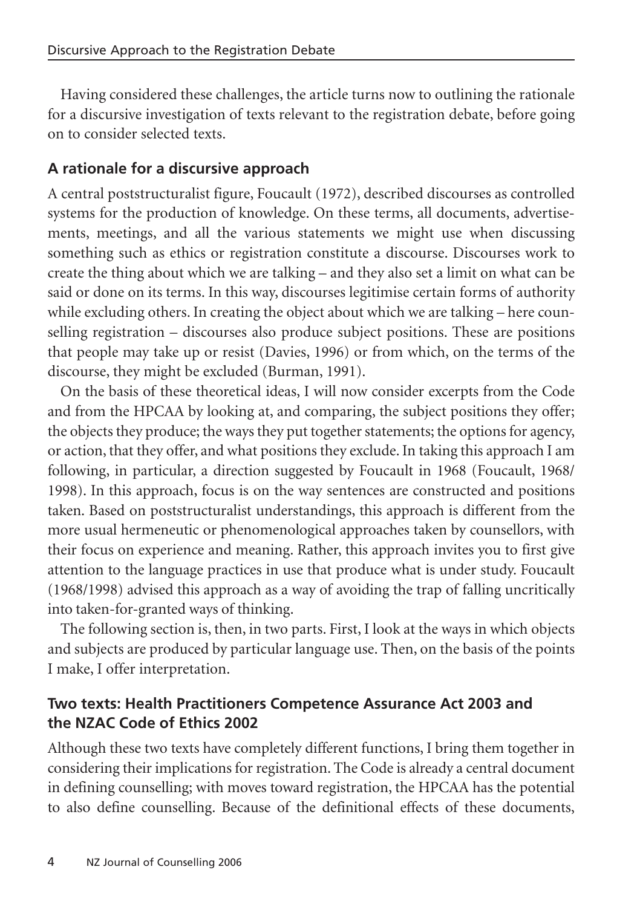Having considered these challenges, the article turns now to outlining the rationale for a discursive investigation of texts relevant to the registration debate, before going on to consider selected texts.

## A rationale for a discursive approach

A central poststructuralist figure, Foucault (1972), described discourses as controlled systems for the production of knowledge. On these terms, all documents, advertisements, meetings, and all the various statements we might use when discussing something such as ethics or registration constitute a discourse. Discourses work to create the thing about which we are talking – and they also set a limit on what can be said or done on its terms. In this way, discourses legitimise certain forms of authority while excluding others. In creating the object about which we are talking – here counselling registration – discourses also produce subject positions. These are positions that people may take up or resist (Davies, 1996) or from which, on the terms of the discourse, they might be excluded (Burman, 1991).

On the basis of these theoretical ideas, I will now consider excerpts from the Code and from the HPCAA by looking at, and comparing, the subject positions they offer; the objects they produce; the ways they put together statements; the options for agency, or action, that they offer, and what positions they exclude. In taking this approach I am following, in particular, a direction suggested by Foucault in 1968 (Foucault, 1968/1998). In this approach, focus is on the way sentences are constructed and positions taken. Based on poststructuralist understandings, this approach is different from the more usual hermeneutic or phenomenological approaches taken by counsellors, with their focus on experience and meaning. Rather, this approach invites you to first give attention to the language practices in use that produce what is under study. Foucault (1968/1998) advised this approach as a way of avoiding the trap of falling uncritically into taken-for-granted ways of thinking.

The following section is, then, in two parts. First, I look at the ways in which objects and subjects are produced by particular language use. Then, on the basis of the points I make, I offer interpretation.

## Two texts: Health Practitioners Competence Assurance Act 2003 and the NZAC Code of Ethics 2002

Although these two texts have completely different functions, I bring them together in considering their implications for registration. The Code is already a central document in defining counselling; with moves toward registration, the HPCAA has the potential to also define counselling. Because of the definitional effects of these documents,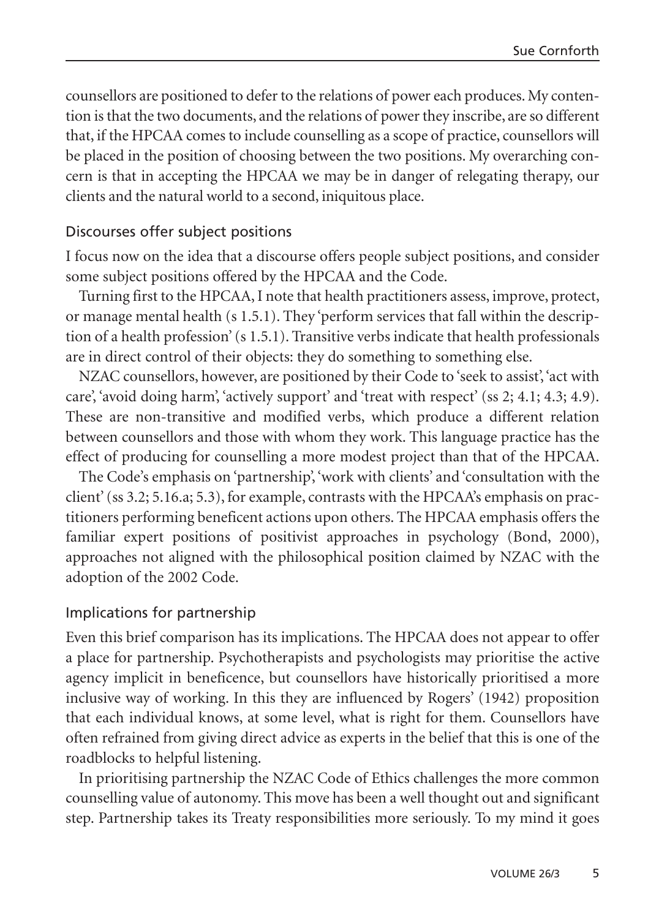counsellors are positioned to defer to the relations of power each produces. My contention is that the two documents, and the relations of power they inscribe, are so different that, if the HPCAA comes to include counselling as a scope of practice, counsellors will be placed in the position of choosing between the two positions. My overarching concern is that in accepting the HPCAA we may be in danger of relegating therapy, our clients and the natural world to a second, iniquitous place.

## Discourses offer subject positions

I focus now on the idea that a discourse offers people subject positions, and consider some subject positions offered by the HPCAA and the Code.

Turning first to the HPCAA, I note that health practitioners assess, improve, protect, or manage mental health (s 1.5.1). They 'perform services that fall within the description of a health profession' (s 1.5.1). Transitive verbs indicate that health professionals are in direct control of their objects: they do something to something else.

NZAC counsellors, however, are positioned by their Code to 'seek to assist', 'act with care', 'avoid doing harm', 'actively support' and 'treat with respect' (ss 2; 4.1; 4.3; 4.9). These are non-transitive and modified verbs, which produce a different relation between counsellors and those with whom they work. This language practice has the effect of producing for counselling a more modest project than that of the HPCAA.

The Code's emphasis on 'partnership', 'work with clients' and 'consultation with the client' (ss 3.2; 5.16.a; 5.3), for example, contrasts with the HPCAA's emphasis on practitioners performing beneficent actions upon others. The HPCAA emphasis offers the familiar expert positions of positivist approaches in psychology (Bond, 2000), approaches not aligned with the philosophical position claimed by NZAC with the adoption of the 2002 Code.

## Implications for partnership

Even this brief comparison has its implications. The HPCAA does not appear to offer a place for partnership. Psychotherapists and psychologists may prioritise the active agency implicit in beneficence, but counsellors have historically prioritised a more inclusive way of working. In this they are influenced by Rogers' (1942) proposition that each individual knows, at some level, what is right for them. Counsellors have often refrained from giving direct advice as experts in the belief that this is one of the roadblocks to helpful listening.

In prioritising partnership the NZAC Code of Ethics challenges the more common counselling value of autonomy. This move has been a well thought out and significant step. Partnership takes its Treaty responsibilities more seriously. To my mind it goes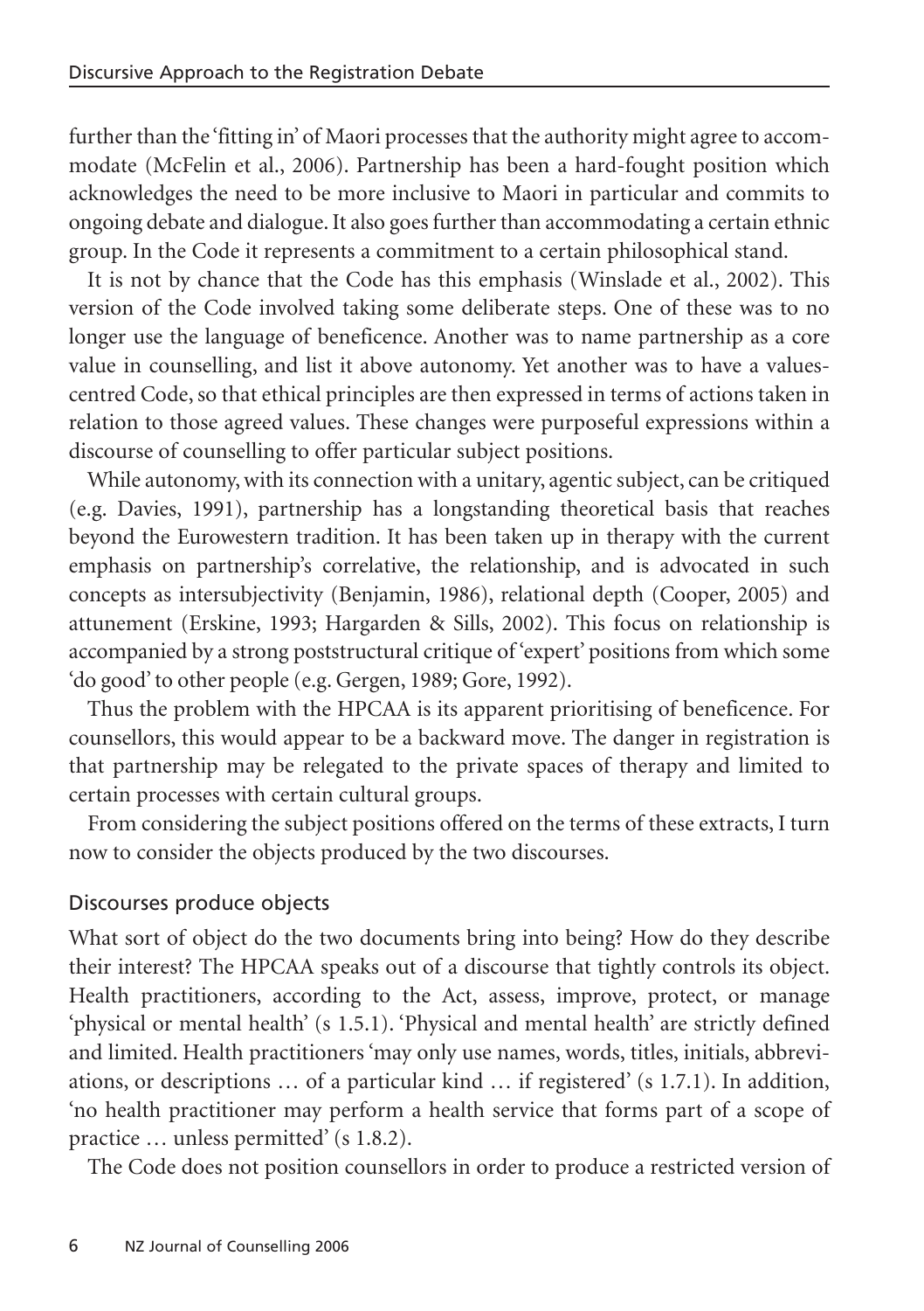further than the 'fitting in' of Maori processes that the authority might agree to accommodate (McFelin et al., 2006). Partnership has been a hard-fought position which acknowledges the need to be more inclusive to Maori in particular and commits to ongoing debate and dialogue. It also goes further than accommodating a certain ethnic group. In the Code it represents a commitment to a certain philosophical stand.

It is not by chance that the Code has this emphasis (Winslade et al., 2002). This version of the Code involved taking some deliberate steps. One of these was to no longer use the language of beneficence. Another was to name partnership as a core value in counselling, and list it above autonomy. Yet another was to have a values-centred Code, so that ethical principles are then expressed in terms of actions taken in relation to those agreed values. These changes were purposeful expressions within a discourse of counselling to offer particular subject positions.

While autonomy, with its connection with a unitary, agentic subject, can be critiqued (e.g. Davies, 1991), partnership has a longstanding theoretical basis that reaches beyond the Eurowestern tradition. It has been taken up in therapy with the current emphasis on partnership's correlative, the relationship, and is advocated in such concepts as intersubjectivity (Benjamin, 1986), relational depth (Cooper, 2005) and attunement (Erskine, 1993; Hargarden & Sills, 2002). This focus on relationship is accompanied by a strong poststructural critique of 'expert' positions from which some 'do good' to other people (e.g. Gergen, 1989; Gore, 1992).

Thus the problem with the HPCAA is its apparent prioritising of beneficence. For counsellors, this would appear to be a backward move. The danger in registration is that partnership may be relegated to the private spaces of therapy and limited to certain processes with certain cultural groups.

From considering the subject positions offered on the terms of these extracts, I turn now to consider the objects produced by the two discourses.

## Discourses produce objects

What sort of object do the two documents bring into being? How do they describe their interest? The HPCAA speaks out of a discourse that tightly controls its object. Health practitioners, according to the Act, assess, improve, protect, or manage 'physical or mental health' (s 1.5.1). 'Physical and mental health' are strictly defined and limited. Health practitioners 'may only use names, words, titles, initials, abbreviations, or descriptions … of a particular kind … if registered' (s 1.7.1). In addition, 'no health practitioner may perform a health service that forms part of a scope of practice … unless permitted' (s 1.8.2).

The Code does not position counsellors in order to produce a restricted version of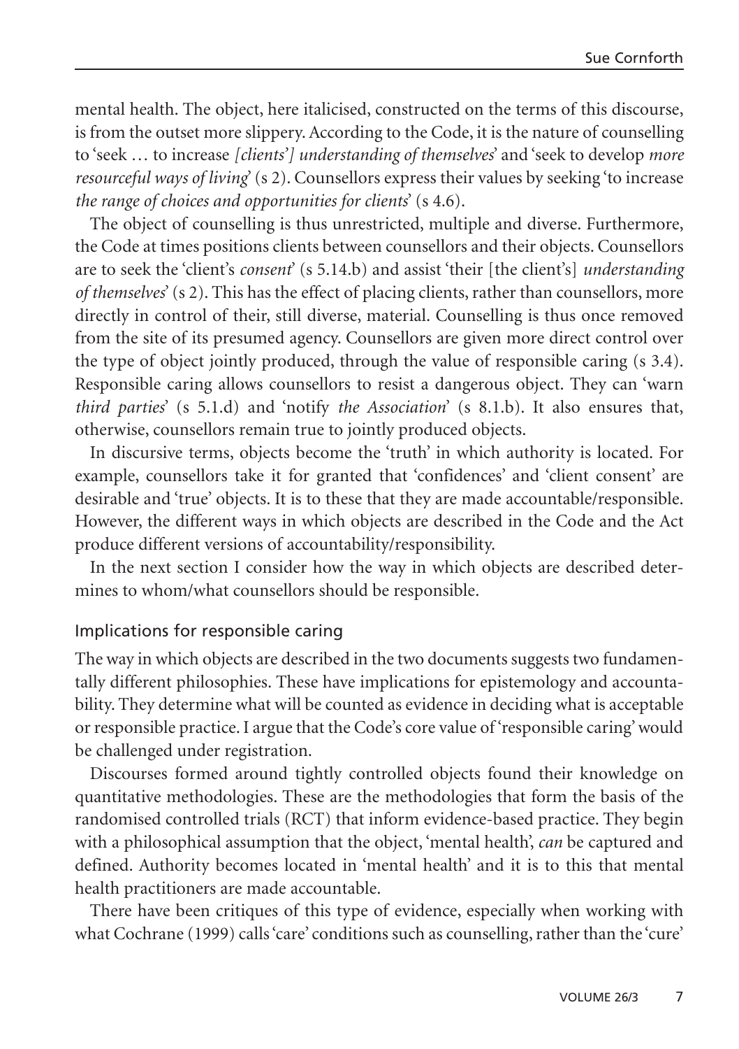mental health. The object, here italicised, constructed on the terms of this discourse, is from the outset more slippery. According to the Code, it is the nature of counselling to 'seek … to increase *[clients'] understanding of themselves*' and 'seek to develop *more resourceful ways of living*' (s 2). Counsellors express their values by seeking 'to increase *the range of choices and opportunities for clients*' (s 4.6).

The object of counselling is thus unrestricted, multiple and diverse. Furthermore, the Code at times positions clients between counsellors and their objects. Counsellors are to seek the 'client's *consent*' (s 5.14.b) and assist 'their [the client's] *understanding of themselves*' (s 2). This has the effect of placing clients, rather than counsellors, more directly in control of their, still diverse, material. Counselling is thus once removed from the site of its presumed agency. Counsellors are given more direct control over the type of object jointly produced, through the value of responsible caring (s 3.4). Responsible caring allows counsellors to resist a dangerous object. They can 'warn *third parties*' (s 5.1.d) and 'notify *the Association*' (s 8.1.b). It also ensures that, otherwise, counsellors remain true to jointly produced objects.

In discursive terms, objects become the 'truth' in which authority is located. For example, counsellors take it for granted that 'confidences' and 'client consent' are desirable and 'true' objects. It is to these that they are made accountable/responsible. However, the different ways in which objects are described in the Code and the Act produce different versions of accountability/responsibility.

In the next section I consider how the way in which objects are described determines to whom/what counsellors should be responsible.

## Implications for responsible caring

The way in which objects are described in the two documents suggests two fundamentally different philosophies. These have implications for epistemology and accountability. They determine what will be counted as evidence in deciding what is acceptable or responsible practice. I argue that the Code's core value of 'responsible caring' would be challenged under registration.

Discourses formed around tightly controlled objects found their knowledge on quantitative methodologies. These are the methodologies that form the basis of the randomised controlled trials (RCT) that inform evidence-based practice. They begin with a philosophical assumption that the object, 'mental health', *can* be captured and defined. Authority becomes located in 'mental health' and it is to this that mental health practitioners are made accountable.

There have been critiques of this type of evidence, especially when working with what Cochrane (1999) calls 'care' conditions such as counselling, rather than the 'cure'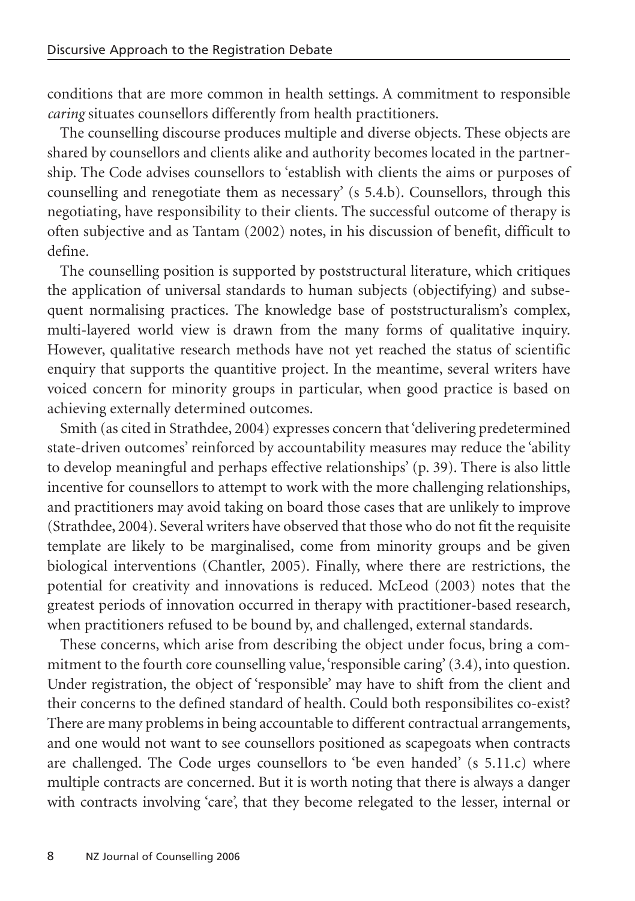conditions that are more common in health settings. A commitment to responsible *caring* situates counsellors differently from health practitioners.

The counselling discourse produces multiple and diverse objects. These objects are shared by counsellors and clients alike and authority becomes located in the partnership. The Code advises counsellors to 'establish with clients the aims or purposes of counselling and renegotiate them as necessary' (s 5.4.b). Counsellors, through this negotiating, have responsibility to their clients. The successful outcome of therapy is often subjective and as Tantam (2002) notes, in his discussion of benefit, difficult to define.

The counselling position is supported by poststructural literature, which critiques the application of universal standards to human subjects (objectifying) and subsequent normalising practices. The knowledge base of poststructuralism's complex, multi-layered world view is drawn from the many forms of qualitative inquiry. However, qualitative research methods have not yet reached the status of scientific enquiry that supports the quantitive project. In the meantime, several writers have voiced concern for minority groups in particular, when good practice is based on achieving externally determined outcomes.

Smith (as cited in Strathdee, 2004) expresses concern that 'delivering predetermined state-driven outcomes' reinforced by accountability measures may reduce the 'ability to develop meaningful and perhaps effective relationships' (p. 39). There is also little incentive for counsellors to attempt to work with the more challenging relationships, and practitioners may avoid taking on board those cases that are unlikely to improve (Strathdee, 2004). Several writers have observed that those who do not fit the requisite template are likely to be marginalised, come from minority groups and be given biological interventions (Chantler, 2005). Finally, where there are restrictions, the potential for creativity and innovations is reduced. McLeod (2003) notes that the greatest periods of innovation occurred in therapy with practitioner-based research, when practitioners refused to be bound by, and challenged, external standards.

These concerns, which arise from describing the object under focus, bring a commitment to the fourth core counselling value, 'responsible caring' (3.4), into question. Under registration, the object of 'responsible' may have to shift from the client and their concerns to the defined standard of health. Could both responsibilites co-exist? There are many problems in being accountable to different contractual arrangements, and one would not want to see counsellors positioned as scapegoats when contracts are challenged. The Code urges counsellors to 'be even handed' (s 5.11.c) where multiple contracts are concerned. But it is worth noting that there is always a danger with contracts involving 'care', that they become relegated to the lesser, internal or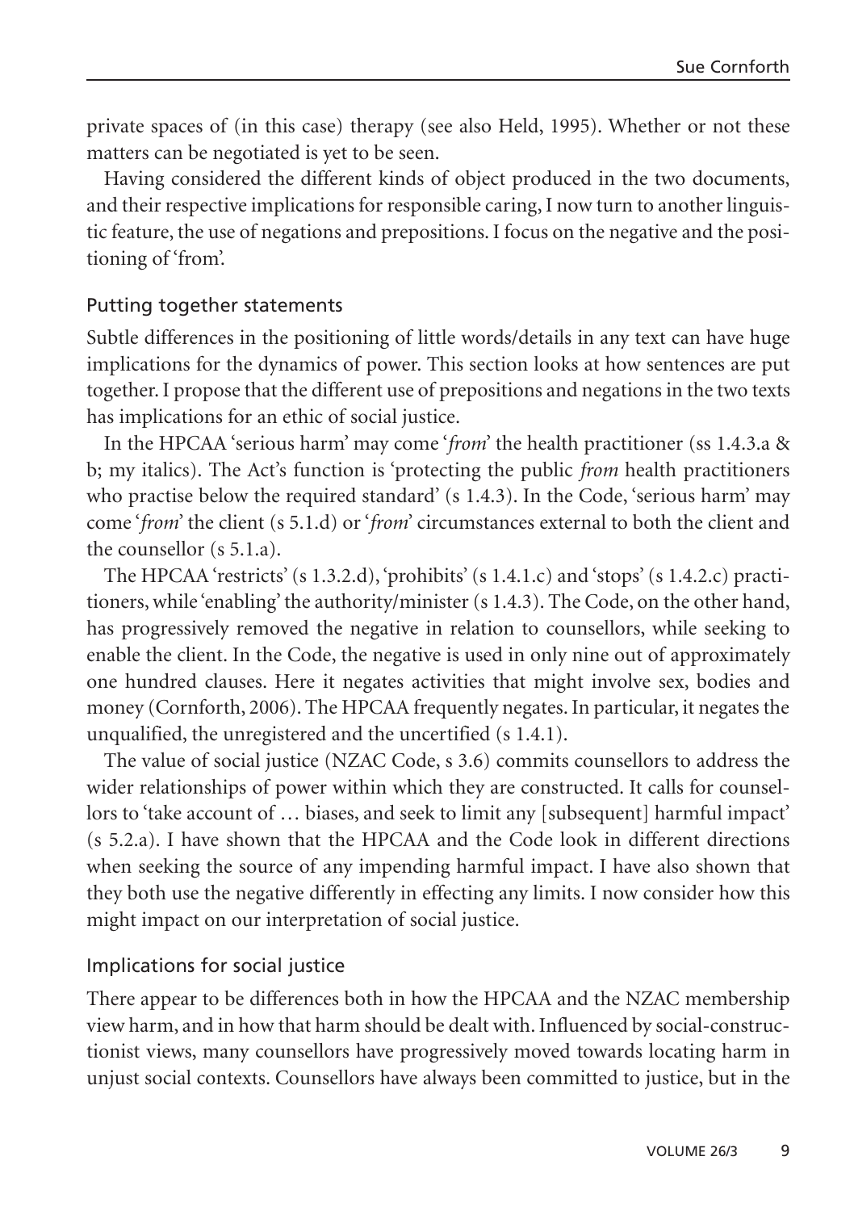private spaces of (in this case) therapy (see also Held, 1995). Whether or not these matters can be negotiated is yet to be seen.

Having considered the different kinds of object produced in the two documents, and their respective implications for responsible caring, I now turn to another linguistic feature, the use of negations and prepositions. I focus on the negative and the positioning of 'from'.

### Putting together statements

Subtle differences in the positioning of little words/details in any text can have huge implications for the dynamics of power. This section looks at how sentences are put together. I propose that the different use of prepositions and negations in the two texts has implications for an ethic of social justice.

In the HPCAA 'serious harm' may come '*from*' the health practitioner (ss 1.4.3.a & b; my italics). The Act's function is 'protecting the public *from* health practitioners who practise below the required standard' (s 1.4.3). In the Code, 'serious harm' may come '*from*' the client (s 5.1.d) or '*from*' circumstances external to both the client and the counsellor (s 5.1.a).

The HPCAA 'restricts' (s 1.3.2.d), 'prohibits' (s 1.4.1.c) and 'stops' (s 1.4.2.c) practitioners, while 'enabling' the authority/minister (s 1.4.3). The Code, on the other hand, has progressively removed the negative in relation to counsellors, while seeking to enable the client. In the Code, the negative is used in only nine out of approximately one hundred clauses. Here it negates activities that might involve sex, bodies and money (Cornforth, 2006). The HPCAA frequently negates. In particular, it negates the unqualified, the unregistered and the uncertified (s 1.4.1).

The value of social justice (NZAC Code, s 3.6) commits counsellors to address the wider relationships of power within which they are constructed. It calls for counsellors to 'take account of … biases, and seek to limit any [subsequent] harmful impact' (s 5.2.a). I have shown that the HPCAA and the Code look in different directions when seeking the source of any impending harmful impact. I have also shown that they both use the negative differently in effecting any limits. I now consider how this might impact on our interpretation of social justice.

### Implications for social justice

There appear to be differences both in how the HPCAA and the NZAC membership view harm, and in how that harm should be dealt with. Influenced by social-constructionist views, many counsellors have progressively moved towards locating harm in unjust social contexts. Counsellors have always been committed to justice, but in the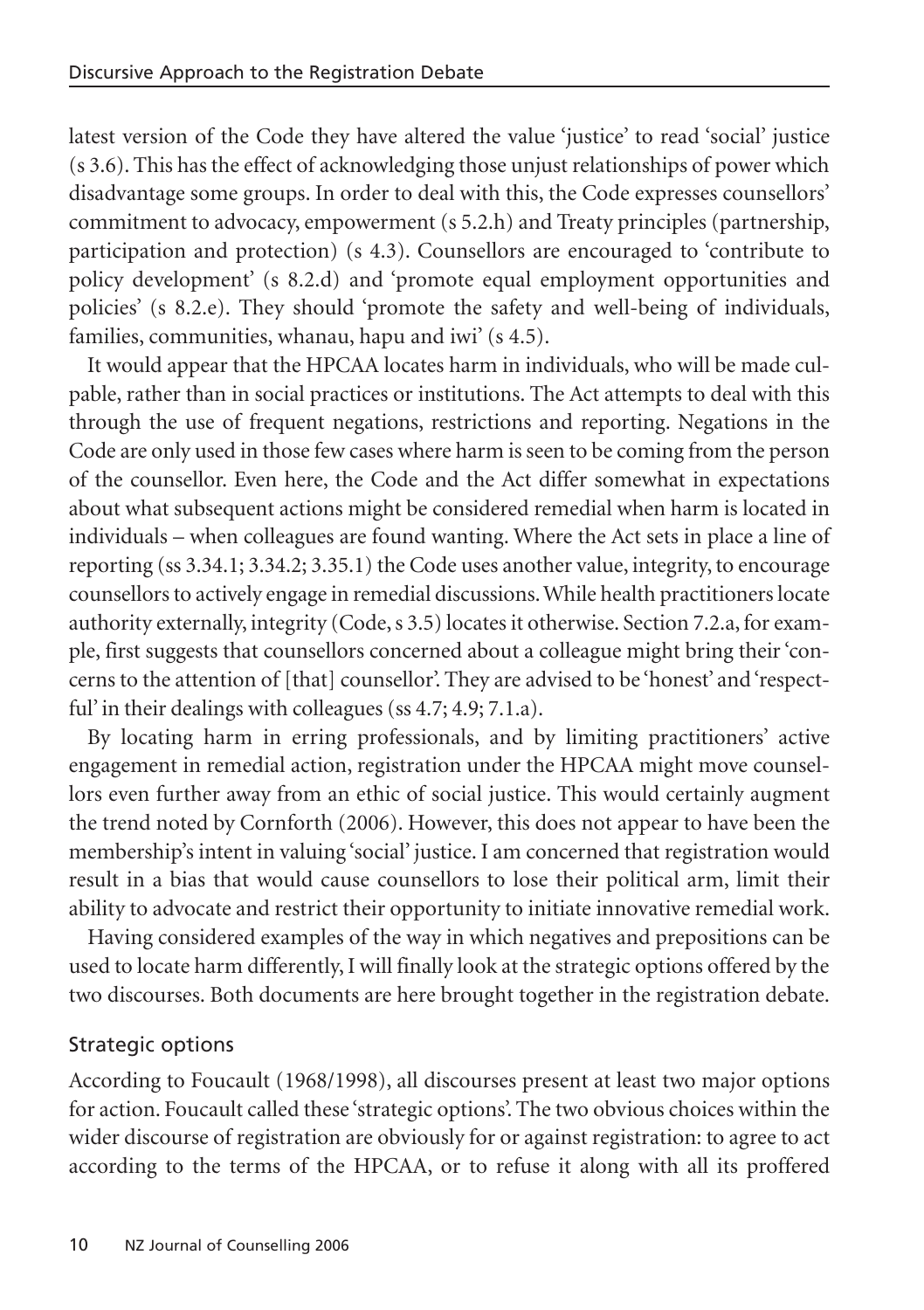latest version of the Code they have altered the value 'justice' to read 'social' justice (s 3.6). This has the effect of acknowledging those unjust relationships of power which disadvantage some groups. In order to deal with this, the Code expresses counsellors' commitment to advocacy, empowerment (s 5.2.h) and Treaty principles (partnership, participation and protection) (s 4.3). Counsellors are encouraged to 'contribute to policy development' (s 8.2.d) and 'promote equal employment opportunities and policies' (s 8.2.e). They should 'promote the safety and well-being of individuals, families, communities, whanau, hapu and iwi' (s 4.5).

It would appear that the HPCAA locates harm in individuals, who will be made culpable, rather than in social practices or institutions. The Act attempts to deal with this through the use of frequent negations, restrictions and reporting. Negations in the Code are only used in those few cases where harm is seen to be coming from the person of the counsellor. Even here, the Code and the Act differ somewhat in expectations about what subsequent actions might be considered remedial when harm is located in individuals – when colleagues are found wanting. Where the Act sets in place a line of reporting (ss 3.34.1; 3.34.2; 3.35.1) the Code uses another value, integrity, to encourage counsellors to actively engage in remedial discussions. While health practitioners locate authority externally, integrity (Code, s 3.5) locates it otherwise. Section 7.2.a, for example, first suggests that counsellors concerned about a colleague might bring their 'concerns to the attention of [that] counsellor'. They are advised to be 'honest' and 'respectful' in their dealings with colleagues (ss 4.7; 4.9; 7.1.a).

By locating harm in erring professionals, and by limiting practitioners' active engagement in remedial action, registration under the HPCAA might move counsellors even further away from an ethic of social justice. This would certainly augment the trend noted by Cornforth (2006). However, this does not appear to have been the membership's intent in valuing 'social' justice. I am concerned that registration would result in a bias that would cause counsellors to lose their political arm, limit their ability to advocate and restrict their opportunity to initiate innovative remedial work.

Having considered examples of the way in which negatives and prepositions can be used to locate harm differently, I will finally look at the strategic options offered by the two discourses. Both documents are here brought together in the registration debate.

## Strategic options

According to Foucault (1968/1998), all discourses present at least two major options for action. Foucault called these 'strategic options'. The two obvious choices within the wider discourse of registration are obviously for or against registration: to agree to act according to the terms of the HPCAA, or to refuse it along with all its proffered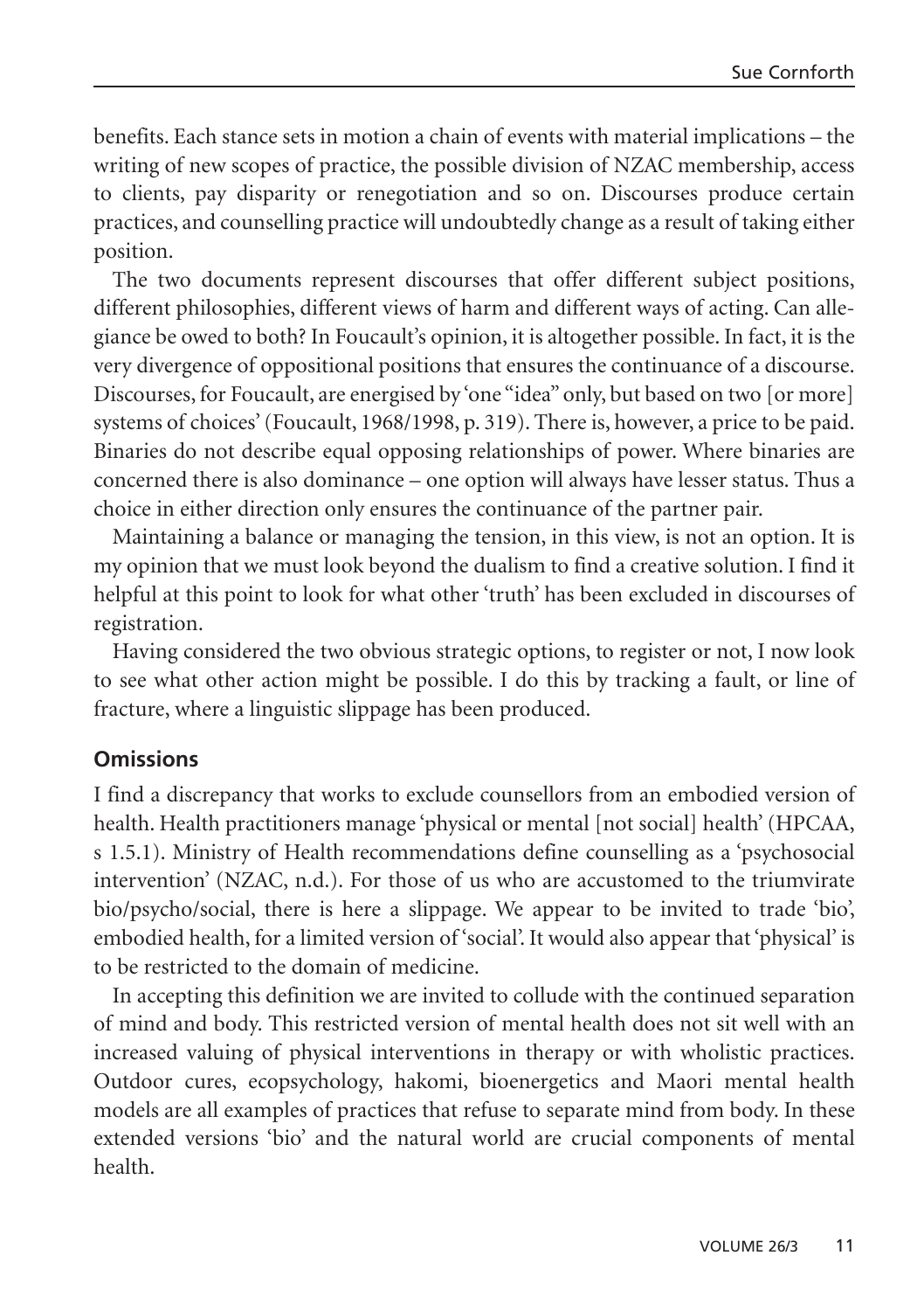benefits. Each stance sets in motion a chain of events with material implications – the writing of new scopes of practice, the possible division of NZAC membership, access to clients, pay disparity or renegotiation and so on. Discourses produce certain practices, and counselling practice will undoubtedly change as a result of taking either position.

The two documents represent discourses that offer different subject positions, different philosophies, different views of harm and different ways of acting. Can allegiance be owed to both? In Foucault's opinion, it is altogether possible. In fact, it is the very divergence of oppositional positions that ensures the continuance of a discourse. Discourses, for Foucault, are energised by 'one "idea" only, but based on two [or more] systems of choices' (Foucault, 1968/1998, p. 319). There is, however, a price to be paid. Binaries do not describe equal opposing relationships of power. Where binaries are concerned there is also dominance – one option will always have lesser status. Thus a choice in either direction only ensures the continuance of the partner pair.

Maintaining a balance or managing the tension, in this view, is not an option. It is my opinion that we must look beyond the dualism to find a creative solution. I find it helpful at this point to look for what other 'truth' has been excluded in discourses of registration.

Having considered the two obvious strategic options, to register or not, I now look to see what other action might be possible. I do this by tracking a fault, or line of fracture, where a linguistic slippage has been produced.

## Omissions

I find a discrepancy that works to exclude counsellors from an embodied version of health. Health practitioners manage 'physical or mental [not social] health' (HPCAA, s 1.5.1). Ministry of Health recommendations define counselling as a 'psychosocial intervention' (NZAC, n.d.). For those of us who are accustomed to the triumvirate bio/psycho/social, there is here a slippage. We appear to be invited to trade 'bio', embodied health, for a limited version of 'social'. It would also appear that 'physical' is to be restricted to the domain of medicine.

In accepting this definition we are invited to collude with the continued separation of mind and body. This restricted version of mental health does not sit well with an increased valuing of physical interventions in therapy or with wholistic practices. Outdoor cures, ecopsychology, hakomi, bioenergetics and Maori mental health models are all examples of practices that refuse to separate mind from body. In these extended versions 'bio' and the natural world are crucial components of mental health.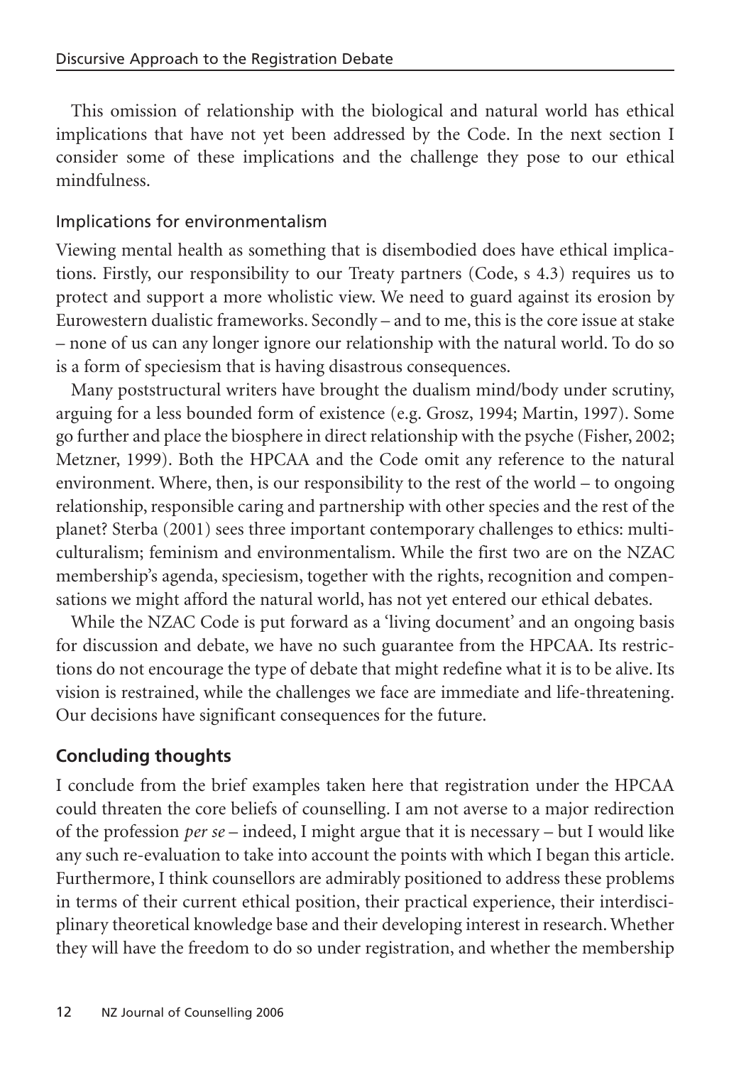This omission of relationship with the biological and natural world has ethical implications that have not yet been addressed by the Code. In the next section I consider some of these implications and the challenge they pose to our ethical mindfulness.

### Implications for environmentalism

Viewing mental health as something that is disembodied does have ethical implications. Firstly, our responsibility to our Treaty partners (Code, s 4.3) requires us to protect and support a more wholistic view. We need to guard against its erosion by Eurowestern dualistic frameworks. Secondly – and to me, this is the core issue at stake – none of us can any longer ignore our relationship with the natural world. To do so is a form of speciesism that is having disastrous consequences.

Many poststructural writers have brought the dualism mind/body under scrutiny, arguing for a less bounded form of existence (e.g. Grosz, 1994; Martin, 1997). Some go further and place the biosphere in direct relationship with the psyche (Fisher, 2002; Metzner, 1999). Both the HPCAA and the Code omit any reference to the natural environment. Where, then, is our responsibility to the rest of the world – to ongoing relationship, responsible caring and partnership with other species and the rest of the planet? Sterba (2001) sees three important contemporary challenges to ethics: multiculturalism; feminism and environmentalism. While the first two are on the NZAC membership's agenda, speciesism, together with the rights, recognition and compensations we might afford the natural world, has not yet entered our ethical debates.

While the NZAC Code is put forward as a 'living document' and an ongoing basis for discussion and debate, we have no such guarantee from the HPCAA. Its restrictions do not encourage the type of debate that might redefine what it is to be alive. Its vision is restrained, while the challenges we face are immediate and life-threatening. Our decisions have significant consequences for the future.

## Concluding thoughts

I conclude from the brief examples taken here that registration under the HPCAA could threaten the core beliefs of counselling. I am not averse to a major redirection of the profession *per se* – indeed, I might argue that it is necessary – but I would like any such re-evaluation to take into account the points with which I began this article. Furthermore, I think counsellors are admirably positioned to address these problems in terms of their current ethical position, their practical experience, their interdisciplinary theoretical knowledge base and their developing interest in research. Whether they will have the freedom to do so under registration, and whether the membership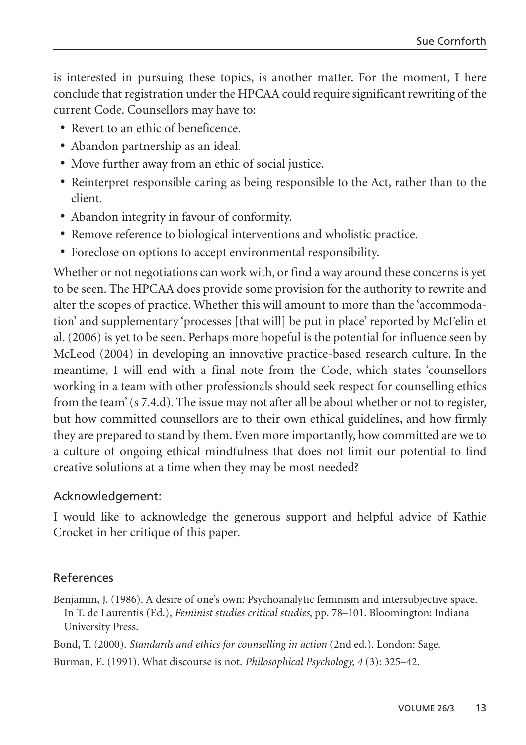is interested in pursuing these topics, is another matter. For the moment, I here conclude that registration under the HPCAA could require significant rewriting of the current Code. Counsellors may have to:

- Revert to an ethic of beneficence.
- Abandon partnership as an ideal.
- Move further away from an ethic of social justice.
- Reinterpret responsible caring as being responsible to the Act, rather than to the client.
- Abandon integrity in favour of conformity.
- Remove reference to biological interventions and wholistic practice.
- Foreclose on options to accept environmental responsibility.

Whether or not negotiations can work with, or find a way around these concerns is yet to be seen. The HPCAA does provide some provision for the authority to rewrite and alter the scopes of practice. Whether this will amount to more than the 'accommodation' and supplementary 'processes [that will] be put in place' reported by McFelin et al. (2006) is yet to be seen. Perhaps more hopeful is the potential for influence seen by McLeod (2004) in developing an innovative practice-based research culture. In the meantime, I will end with a final note from the Code, which states 'counsellors working in a team with other professionals should seek respect for counselling ethics from the team' (s 7.4.d). The issue may not after all be about whether or not to register, but how committed counsellors are to their own ethical guidelines, and how firmly they are prepared to stand by them. Even more importantly, how committed are we to a culture of ongoing ethical mindfulness that does not limit our potential to find creative solutions at a time when they may be most needed?

### Acknowledgement:

I would like to acknowledge the generous support and helpful advice of Kathie Crocket in her critique of this paper.

### References

Benjamin, J. (1986). A desire of one's own: Psychoanalytic feminism and intersubjective space. In T. de Laurentis (Ed.), *Feminist studies critical studies*, pp. 78–101. Bloomington: Indiana University Press.

Bond, T. (2000). *Standards and ethics for counselling in action* (2nd ed.). London: Sage.

Burman, E. (1991). What discourse is not. *Philosophical Psychology, 4* (3): 325–42.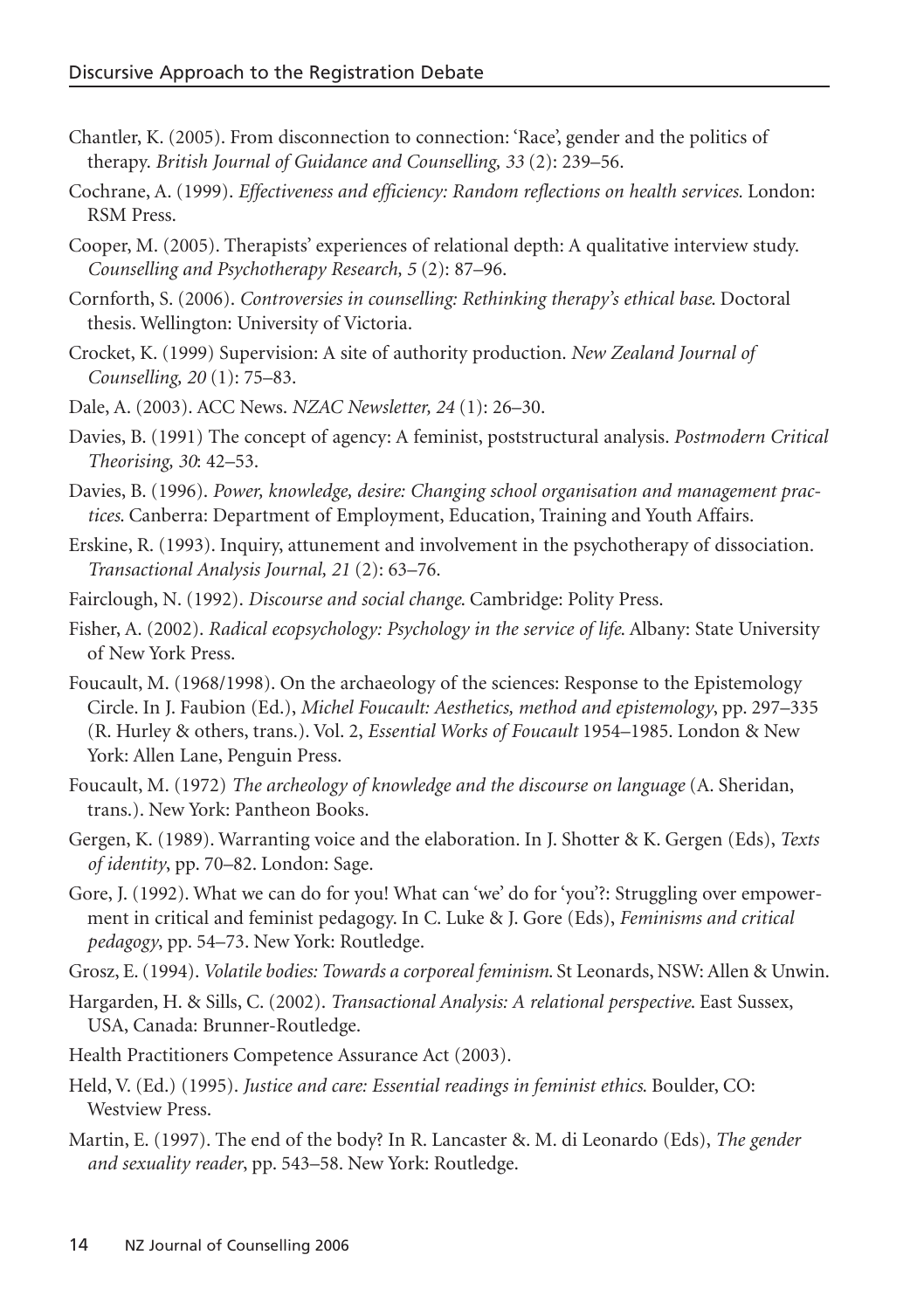Chantler, K. (2005). From disconnection to connection: 'Race', gender and the politics of therapy. *British Journal of Guidance and Counselling, 33* (2): 239–56.

Cochrane, A. (1999). *Effectiveness and efficiency: Random reflections on health services.* London: RSM Press.

Cooper, M. (2005). Therapists' experiences of relational depth: A qualitative interview study. *Counselling and Psychotherapy Research, 5* (2): 87–96.

Cornforth, S. (2006). *Controversies in counselling: Rethinking therapy's ethical base.* Doctoral thesis. Wellington: University of Victoria.

Crocket, K. (1999) Supervision: A site of authority production. *New Zealand Journal of Counselling, 20* (1): 75–83.

Dale, A. (2003). ACC News. *NZAC Newsletter, 24* (1): 26–30.

Davies, B. (1991) The concept of agency: A feminist, poststructural analysis. *Postmodern Critical Theorising, 30*: 42–53.

Davies, B. (1996). *Power, knowledge, desire: Changing school organisation and management practices.* Canberra: Department of Employment, Education, Training and Youth Affairs.

Erskine, R. (1993). Inquiry, attunement and involvement in the psychotherapy of dissociation. *Transactional Analysis Journal, 21* (2): 63–76.

Fairclough, N. (1992). *Discourse and social change.* Cambridge: Polity Press.

Fisher, A. (2002). *Radical ecopsychology: Psychology in the service of life.* Albany: State University of New York Press.

Foucault, M. (1968/1998). On the archaeology of the sciences: Response to the Epistemology Circle. In J. Faubion (Ed.), *Michel Foucault: Aesthetics, method and epistemology*, pp. 297–335 (R. Hurley & others, trans.). Vol. 2, *Essential Works of Foucault* 1954–1985. London & New York: Allen Lane, Penguin Press.

Foucault, M. (1972) *The archeology of knowledge and the discourse on language* (A. Sheridan, trans.). New York: Pantheon Books.

Gergen, K. (1989). Warranting voice and the elaboration. In J. Shotter & K. Gergen (Eds), *Texts of identity*, pp. 70–82. London: Sage.

Gore, J. (1992). What we can do for you! What can 'we' do for 'you'?: Struggling over empowerment in critical and feminist pedagogy. In C. Luke & J. Gore (Eds), *Feminisms and critical pedagogy*, pp. 54–73. New York: Routledge.

Grosz, E. (1994). *Volatile bodies: Towards a corporeal feminism.* St Leonards, NSW: Allen & Unwin.

Hargarden, H. & Sills, C. (2002). *Transactional Analysis: A relational perspective.* East Sussex, USA, Canada: Brunner-Routledge.

Health Practitioners Competence Assurance Act (2003).

Held, V. (Ed.) (1995). *Justice and care: Essential readings in feminist ethics.* Boulder, CO: Westview Press.

Martin, E. (1997). The end of the body? In R. Lancaster &. M. di Leonardo (Eds), *The gender and sexuality reader*, pp. 543–58. New York: Routledge.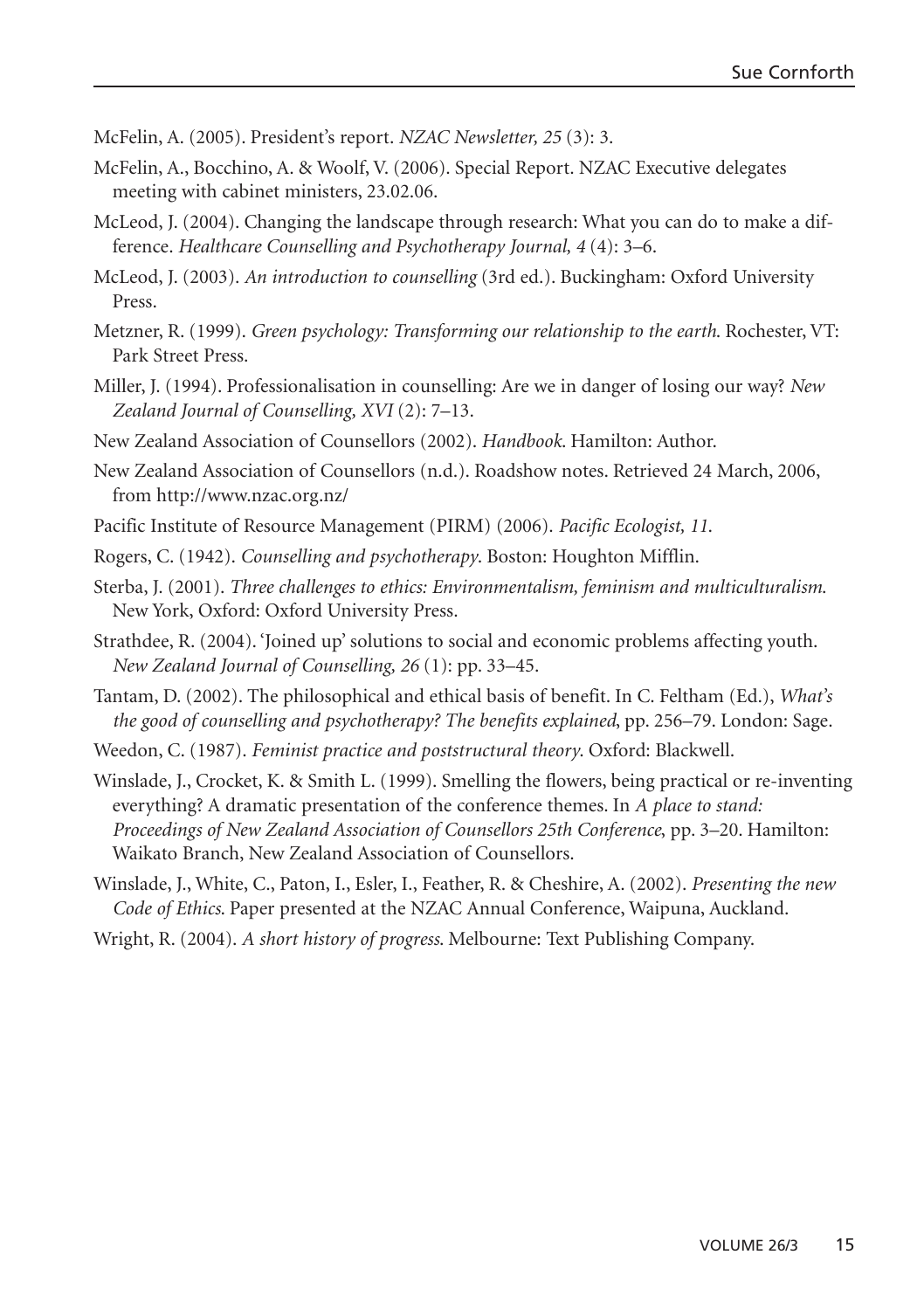McFelin, A. (2005). President's report. *NZAC Newsletter, 25* (3): 3.

McFelin, A., Bocchino, A. & Woolf, V. (2006). Special Report. NZAC Executive delegates meeting with cabinet ministers, 23.02.06.

McLeod, J. (2004). Changing the landscape through research: What you can do to make a difference. *Healthcare Counselling and Psychotherapy Journal, 4* (4): 3–6.

McLeod, J. (2003). *An introduction to counselling* (3rd ed.). Buckingham: Oxford University Press.

Metzner, R. (1999). *Green psychology: Transforming our relationship to the earth*. Rochester, VT: Park Street Press.

Miller, J. (1994). Professionalisation in counselling: Are we in danger of losing our way? *New Zealand Journal of Counselling, XVI* (2): 7–13.

New Zealand Association of Counsellors (2002). *Handbook*. Hamilton: Author.

New Zealand Association of Counsellors (n.d.). Roadshow notes. Retrieved 24 March, 2006, from http://www.nzac.org.nz/

Pacific Institute of Resource Management (PIRM) (2006). *Pacific Ecologist, 11*.

Rogers, C. (1942). *Counselling and psychotherapy*. Boston: Houghton Mifflin.

Sterba, J. (2001). *Three challenges to ethics: Environmentalism, feminism and multiculturalism*. New York, Oxford: Oxford University Press.

Strathdee, R. (2004). 'Joined up' solutions to social and economic problems affecting youth. *New Zealand Journal of Counselling, 26* (1): pp. 33–45.

Tantam, D. (2002). The philosophical and ethical basis of benefit. In C. Feltham (Ed.), *What's the good of counselling and psychotherapy? The benefits explained*, pp. 256–79. London: Sage.

Weedon, C. (1987). *Feminist practice and poststructural theory*. Oxford: Blackwell.

Winslade, J., Crocket, K. & Smith L. (1999). Smelling the flowers, being practical or re-inventing everything? A dramatic presentation of the conference themes. In *A place to stand: Proceedings of New Zealand Association of Counsellors 25th Conference*, pp. 3–20. Hamilton: Waikato Branch, New Zealand Association of Counsellors.

Winslade, J., White, C., Paton, I., Esler, I., Feather, R. & Cheshire, A. (2002). *Presenting the new Code of Ethics*. Paper presented at the NZAC Annual Conference, Waipuna, Auckland.

Wright, R. (2004). *A short history of progress*. Melbourne: Text Publishing Company.